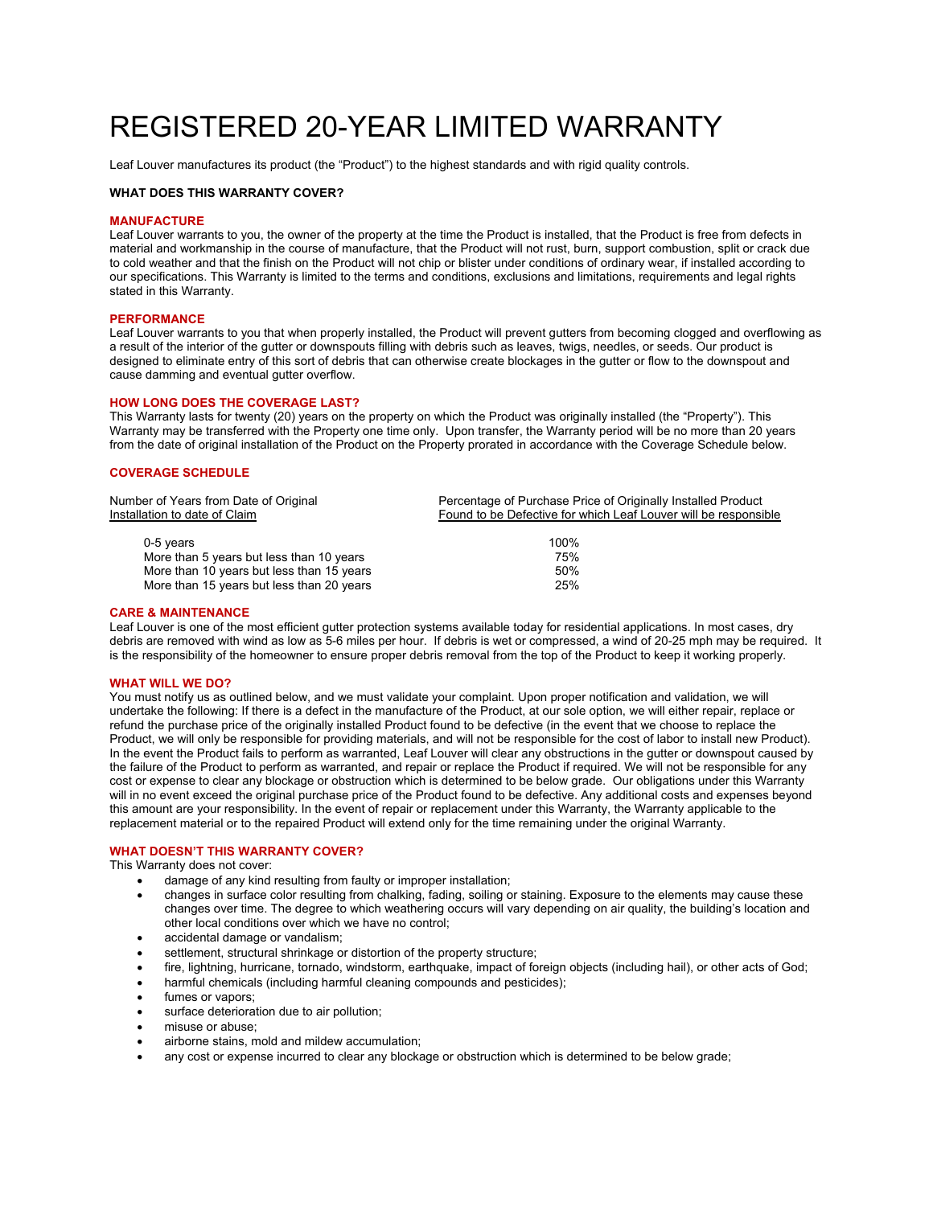# REGISTERED 20-YEAR LIMITED WARRANTY

Leaf Louver manufactures its product (the "Product") to the highest standards and with rigid quality controls.

**WHAT DOES THIS WARRANTY COVER?**

### MANUFACTURE

Leaf Louver warrants to you, the owner of the property at the time the Product is installed, that the Product is free from defects in material and workmanship in the course of manufacture, that the Product will not rust, burn, support combustion, split or crack due to cold weather and that the finish on the Product will not chip or blister under conditions of ordinary wear, if installed according to our specifications. This Warranty is limited to the terms and conditions, exclusions and limitations, requirements and legal rights stated in this Warranty.

### PERFORMANCE

Leaf Louver warrants to you that when properly installed, the Product will prevent gutters from becoming clogged and overflowing as a result of the interior of the gutter or downspouts filling with debris such as leaves, twigs, needles, or seeds. Our product is designed to eliminate entry of this sort of debris that can otherwise create blockages in the gutter or flow to the downspout and cause damming and eventual gutter overflow.

### HOW LONG DOES THE COVERAGE LAST?

This Warranty lasts for twenty (20) years on the property on which the Product was originally installed (the "Property"). This Warranty may be transferred with the Property one time only. Upon transfer, the Warranty period will be no more than 20 years from the date of original installation of the Product on the Property prorated in accordance with the Coverage Schedule below.

### COVERAGE SCHEDULE

| Number of Years from Date of Original Installation to date of Claim | Percentage of Purchase Price of Originally Installed Product Found to be Defective for which Leaf Louver will be responsible |
|---|---|
| 0-5 years | 100% |
| More than 5 years but less than 10 years | 75% |
| More than 10 years but less than 15 years | 50% |
| More than 15 years but less than 20 years | 25% |

### CARE & MAINTENANCE

Leaf Louver is one of the most efficient gutter protection systems available today for residential applications. In most cases, dry debris are removed with wind as low as 5-6 miles per hour. If debris is wet or compressed, a wind of 20-25 mph may be required. It is the responsibility of the homeowner to ensure proper debris removal from the top of the Product to keep it working properly.

### WHAT WILL WE DO?

You must notify us as outlined below, and we must validate your complaint. Upon proper notification and validation, we will undertake the following: If there is a defect in the manufacture of the Product, at our sole option, we will either repair, replace or refund the purchase price of the originally installed Product found to be defective (in the event that we choose to replace the Product, we will only be responsible for providing materials, and will not be responsible for the cost of labor to install new Product). In the event the Product fails to perform as warranted, Leaf Louver will clear any obstructions in the gutter or downspout caused by the failure of the Product to perform as warranted, and repair or replace the Product if required. We will not be responsible for any cost or expense to clear any blockage or obstruction which is determined to be below grade. Our obligations under this Warranty will in no event exceed the original purchase price of the Product found to be defective. Any additional costs and expenses beyond this amount are your responsibility. In the event of repair or replacement under this Warranty, the Warranty applicable to the replacement material or to the repaired Product will extend only for the time remaining under the original Warranty.

### WHAT DOESN'T THIS WARRANTY COVER?

This Warranty does not cover:

- damage of any kind resulting from faulty or improper installation;
- changes in surface color resulting from chalking, fading, soiling or staining. Exposure to the elements may cause these changes over time. The degree to which weathering occurs will vary depending on air quality, the building's location and other local conditions over which we have no control;
- accidental damage or vandalism;
- settlement, structural shrinkage or distortion of the property structure;
- fire, lightning, hurricane, tornado, windstorm, earthquake, impact of foreign objects (including hail), or other acts of God;
- harmful chemicals (including harmful cleaning compounds and pesticides);
- fumes or vapors;
- surface deterioration due to air pollution;
- misuse or abuse;
- airborne stains, mold and mildew accumulation;
- any cost or expense incurred to clear any blockage or obstruction which is determined to be below grade;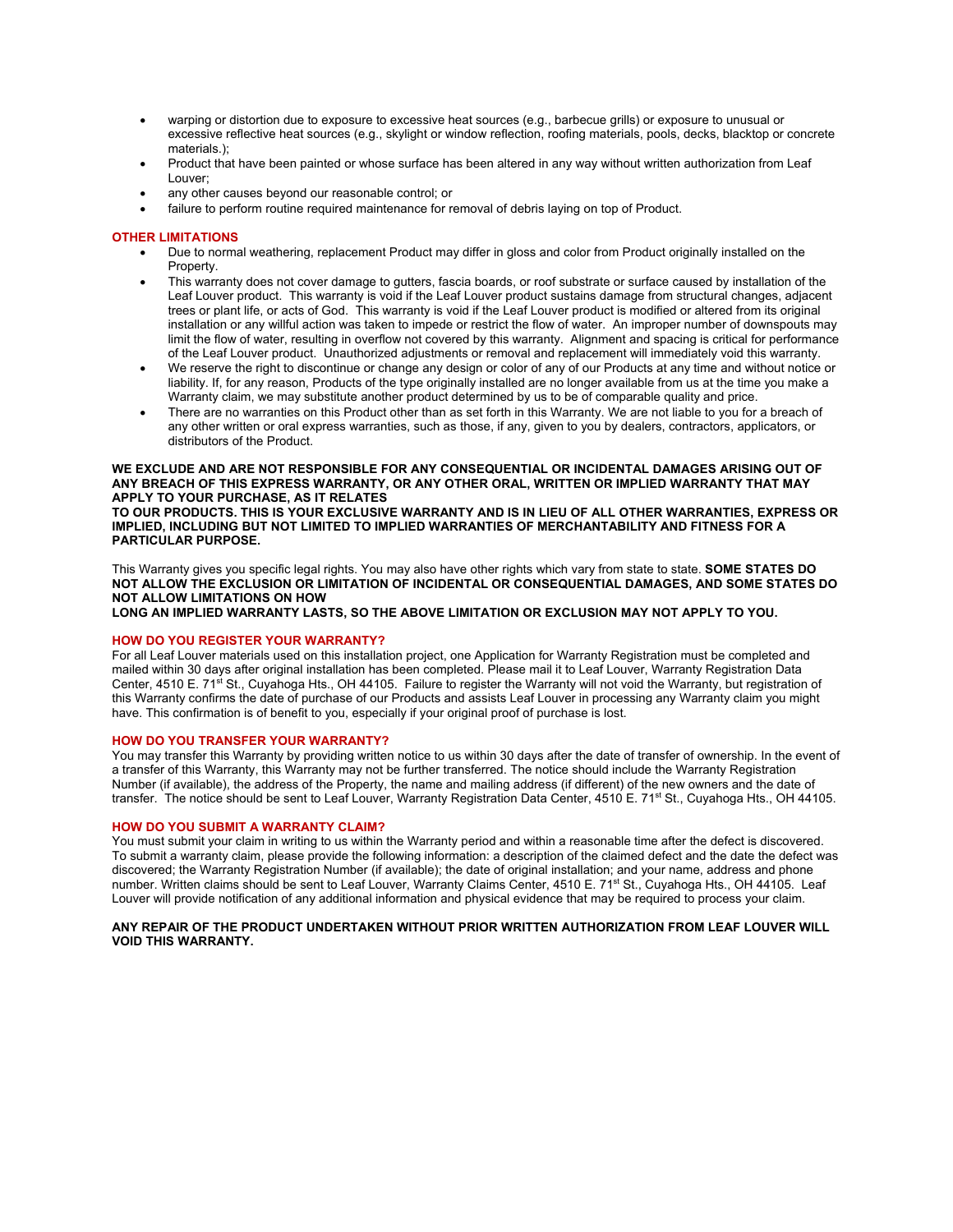- warping or distortion due to exposure to excessive heat sources (e.g., barbecue grills) or exposure to unusual or excessive reflective heat sources (e.g., skylight or window reflection, roofing materials, pools, decks, blacktop or concrete materials.);
- Product that have been painted or whose surface has been altered in any way without written authorization from Leaf Louver;
- any other causes beyond our reasonable control; or
- failure to perform routine required maintenance for removal of debris laying on top of Product.

## OTHER LIMITATIONS

- Due to normal weathering, replacement Product may differ in gloss and color from Product originally installed on the Property.
- This warranty does not cover damage to gutters, fascia boards, or roof substrate or surface caused by installation of the Leaf Louver product. This warranty is void if the Leaf Louver product sustains damage from structural changes, adjacent trees or plant life, or acts of God. This warranty is void if the Leaf Louver product is modified or altered from its original installation or any willful action was taken to impede or restrict the flow of water. An improper number of downspouts may limit the flow of water, resulting in overflow not covered by this warranty. Alignment and spacing is critical for performance of the Leaf Louver product. Unauthorized adjustments or removal and replacement will immediately void this warranty.
- We reserve the right to discontinue or change any design or color of any of our Products at any time and without notice or liability. If, for any reason, Products of the type originally installed are no longer available from us at the time you make a Warranty claim, we may substitute another product determined by us to be of comparable quality and price.
- There are no warranties on this Product other than as set forth in this Warranty. We are not liable to you for a breach of any other written or oral express warranties, such as those, if any, given to you by dealers, contractors, applicators, or distributors of the Product.

**WE EXCLUDE AND ARE NOT RESPONSIBLE FOR ANY CONSEQUENTIAL OR INCIDENTAL DAMAGES ARISING OUT OF ANY BREACH OF THIS EXPRESS WARRANTY, OR ANY OTHER ORAL, WRITTEN OR IMPLIED WARRANTY THAT MAY APPLY TO YOUR PURCHASE, AS IT RELATES TO OUR PRODUCTS. THIS IS YOUR EXCLUSIVE WARRANTY AND IS IN LIEU OF ALL OTHER WARRANTIES, EXPRESS OR IMPLIED, INCLUDING BUT NOT LIMITED TO IMPLIED WARRANTIES OF MERCHANTABILITY AND FITNESS FOR A PARTICULAR PURPOSE.**

This Warranty gives you specific legal rights. You may also have other rights which vary from state to state. **SOME STATES DO NOT ALLOW THE EXCLUSION OR LIMITATION OF INCIDENTAL OR CONSEQUENTIAL DAMAGES, AND SOME STATES DO NOT ALLOW LIMITATIONS ON HOW LONG AN IMPLIED WARRANTY LASTS, SO THE ABOVE LIMITATION OR EXCLUSION MAY NOT APPLY TO YOU.**

## HOW DO YOU REGISTER YOUR WARRANTY?

For all Leaf Louver materials used on this installation project, one Application for Warranty Registration must be completed and mailed within 30 days after original installation has been completed. Please mail it to Leaf Louver, Warranty Registration Data Center, 4510 E. 71st St., Cuyahoga Hts., OH 44105. Failure to register the Warranty will not void the Warranty, but registration of this Warranty confirms the date of purchase of our Products and assists Leaf Louver in processing any Warranty claim you might have. This confirmation is of benefit to you, especially if your original proof of purchase is lost.

## HOW DO YOU TRANSFER YOUR WARRANTY?

You may transfer this Warranty by providing written notice to us within 30 days after the date of transfer of ownership. In the event of a transfer of this Warranty, this Warranty may not be further transferred. The notice should include the Warranty Registration Number (if available), the address of the Property, the name and mailing address (if different) of the new owners and the date of transfer. The notice should be sent to Leaf Louver, Warranty Registration Data Center, 4510 E. 71st St., Cuyahoga Hts., OH 44105.

## HOW DO YOU SUBMIT A WARRANTY CLAIM?

You must submit your claim in writing to us within the Warranty period and within a reasonable time after the defect is discovered. To submit a warranty claim, please provide the following information: a description of the claimed defect and the date the defect was discovered; the Warranty Registration Number (if available); the date of original installation; and your name, address and phone number. Written claims should be sent to Leaf Louver, Warranty Claims Center, 4510 E. 71st St., Cuyahoga Hts., OH 44105. Leaf Louver will provide notification of any additional information and physical evidence that may be required to process your claim.

**ANY REPAIR OF THE PRODUCT UNDERTAKEN WITHOUT PRIOR WRITTEN AUTHORIZATION FROM LEAF LOUVER WILL VOID THIS WARRANTY.**